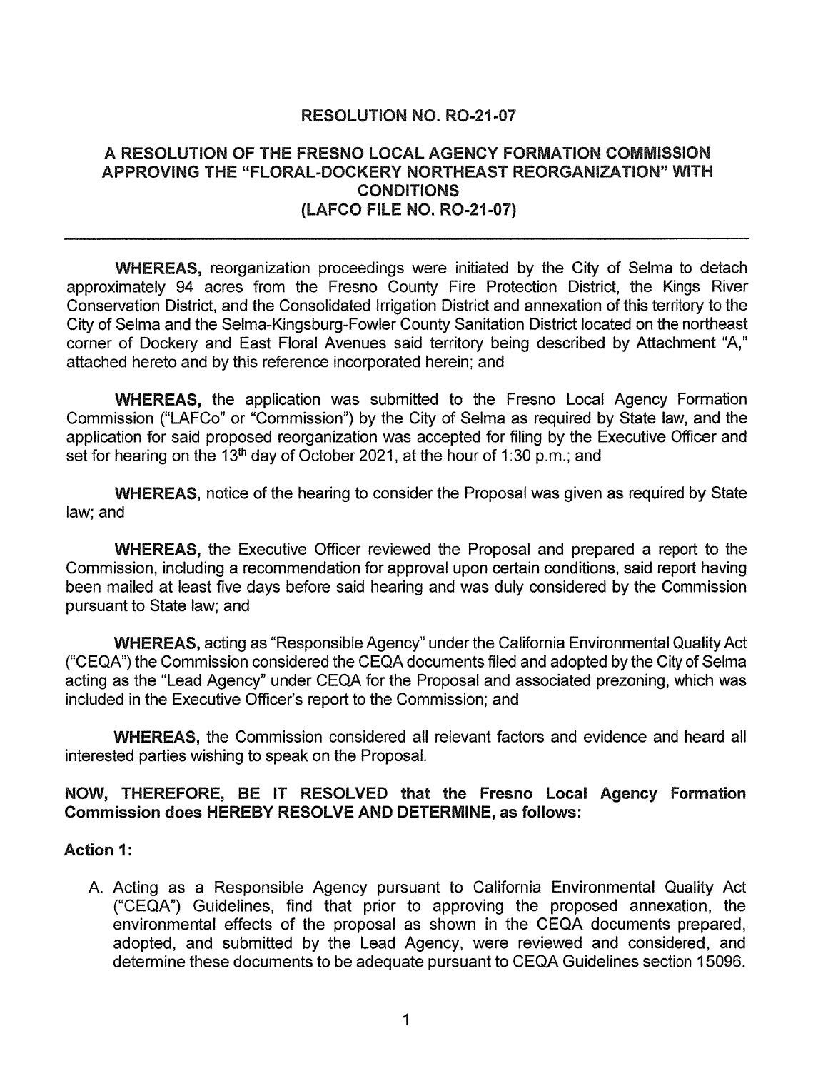# RESOLUTION NO. RO-21-07

## A RESOLUTION OF THE FRESNO LOCAL AGENCY FORMATION COMMISSION APPROVING THE "FLORAL-DOCKERY NORTHEAST REORGANIZATION" WITH CONDITIONS (LAFCO FILE NO. RO-21-07)

---

**WHEREAS,** reorganization proceedings were initiated by the City of Selma to detach approximately 94 acres from the Fresno County Fire Protection District, the Kings River Conservation District, and the Consolidated Irrigation District and annexation of this territory to the City of Selma and the Selma-Kingsburg-Fowler County Sanitation District located on the northeast corner of Dockery and East Floral Avenues said territory being described by Attachment "A," attached hereto and by this reference incorporated herein; and

**WHEREAS,** the application was submitted to the Fresno Local Agency Formation Commission ("LAFCo" or "Commission") by the City of Selma as required by State law, and the application for said proposed reorganization was accepted for filing by the Executive Officer and set for hearing on the 13th day of October 2021, at the hour of 1:30 p.m.; and

**WHEREAS,** notice of the hearing to consider the Proposal was given as required by State law; and

**WHEREAS,** the Executive Officer reviewed the Proposal and prepared a report to the Commission, including a recommendation for approval upon certain conditions, said report having been mailed at least five days before said hearing and was duly considered by the Commission pursuant to State law; and

**WHEREAS,** acting as "Responsible Agency" under the California Environmental Quality Act ("CEQA") the Commission considered the CEQA documents filed and adopted by the City of Selma acting as the "Lead Agency" under CEQA for the Proposal and associated prezoning, which was included in the Executive Officer's report to the Commission; and

**WHEREAS,** the Commission considered all relevant factors and evidence and heard all interested parties wishing to speak on the Proposal.

**NOW, THEREFORE, BE IT RESOLVED that the Fresno Local Agency Formation Commission does HEREBY RESOLVE AND DETERMINE, as follows:**

**Action 1:**

A. Acting as a Responsible Agency pursuant to California Environmental Quality Act ("CEQA") Guidelines, find that prior to approving the proposed annexation, the environmental effects of the proposal as shown in the CEQA documents prepared, adopted, and submitted by the Lead Agency, were reviewed and considered, and determine these documents to be adequate pursuant to CEQA Guidelines section 15096.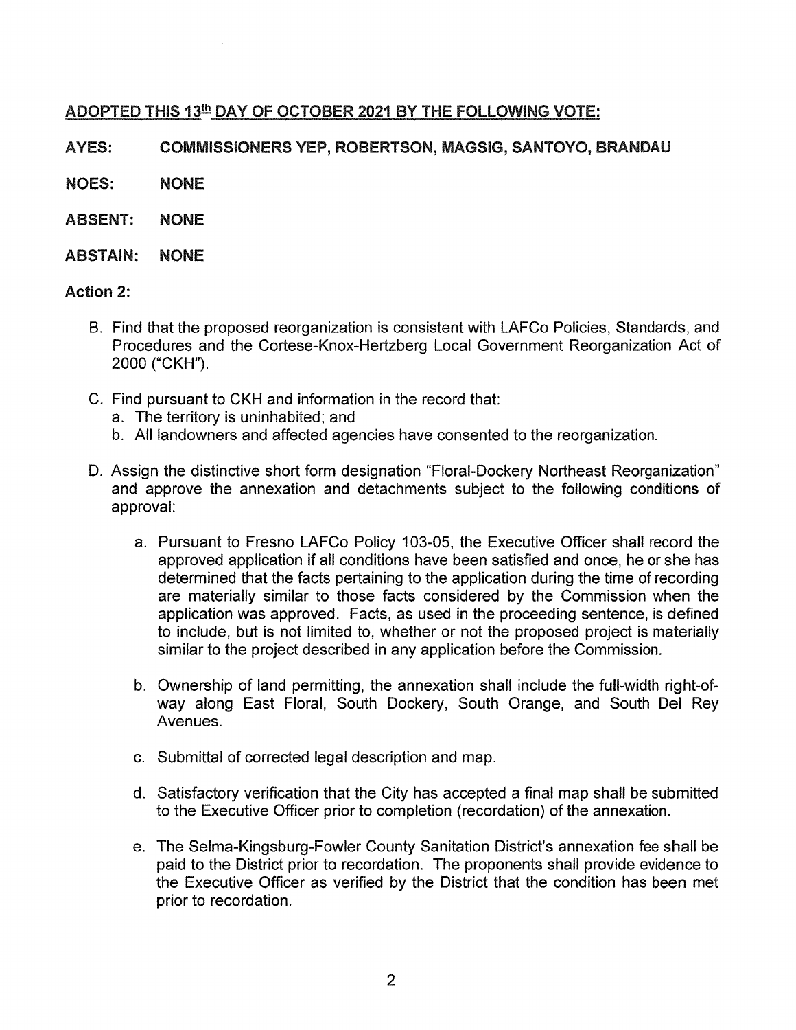**ADOPTED THIS 13th DAY OF OCTOBER 2021 BY THE FOLLOWING VOTE:**

**AYES:** **COMMISSIONERS YEP, ROBERTSON, MAGSIG, SANTOYO, BRANDAU**

**NOES:** **NONE**

**ABSENT:** **NONE**

**ABSTAIN:** **NONE**

**Action 2:**

B. Find that the proposed reorganization is consistent with LAFCo Policies, Standards, and Procedures and the Cortese-Knox-Hertzberg Local Government Reorganization Act of 2000 ("CKH").

C. Find pursuant to CKH and information in the record that:
   a. The territory is uninhabited; and
   b. All landowners and affected agencies have consented to the reorganization.

D. Assign the distinctive short form designation "Floral-Dockery Northeast Reorganization" and approve the annexation and detachments subject to the following conditions of approval:

   a. Pursuant to Fresno LAFCo Policy 103-05, the Executive Officer shall record the approved application if all conditions have been satisfied and once, he or she has determined that the facts pertaining to the application during the time of recording are materially similar to those facts considered by the Commission when the application was approved. Facts, as used in the proceeding sentence, is defined to include, but is not limited to, whether or not the proposed project is materially similar to the project described in any application before the Commission.

   b. Ownership of land permitting, the annexation shall include the full-width right-of-way along East Floral, South Dockery, South Orange, and South Del Rey Avenues.

   c. Submittal of corrected legal description and map.

   d. Satisfactory verification that the City has accepted a final map shall be submitted to the Executive Officer prior to completion (recordation) of the annexation.

   e. The Selma-Kingsburg-Fowler County Sanitation District's annexation fee shall be paid to the District prior to recordation. The proponents shall provide evidence to the Executive Officer as verified by the District that the condition has been met prior to recordation.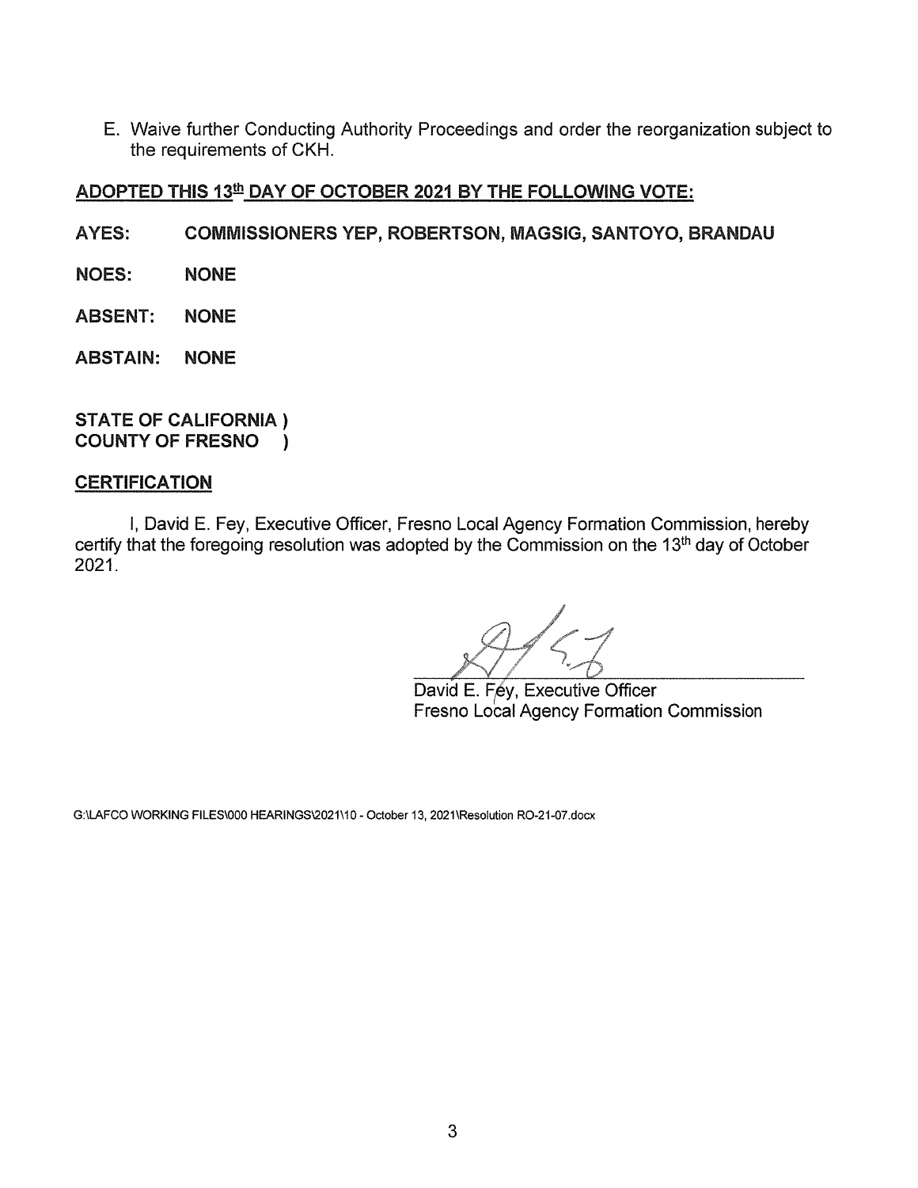E. Waive further Conducting Authority Proceedings and order the reorganization subject to the requirements of CKH.

**ADOPTED THIS 13th DAY OF OCTOBER 2021 BY THE FOLLOWING VOTE:**

**AYES: COMMISSIONERS YEP, ROBERTSON, MAGSIG, SANTOYO, BRANDAU**

**NOES: NONE**

**ABSENT: NONE**

**ABSTAIN: NONE**

**STATE OF CALIFORNIA )**
**COUNTY OF FRESNO )**

**CERTIFICATION**

I, David E. Fey, Executive Officer, Fresno Local Agency Formation Commission, hereby certify that the foregoing resolution was adopted by the Commission on the 13th day of October 2021.

David E. Fey, Executive Officer
Fresno Local Agency Formation Commission

G:\LAFCO WORKING FILES\000 HEARINGS\2021\10 - October 13, 2021\Resolution RO-21-07.docx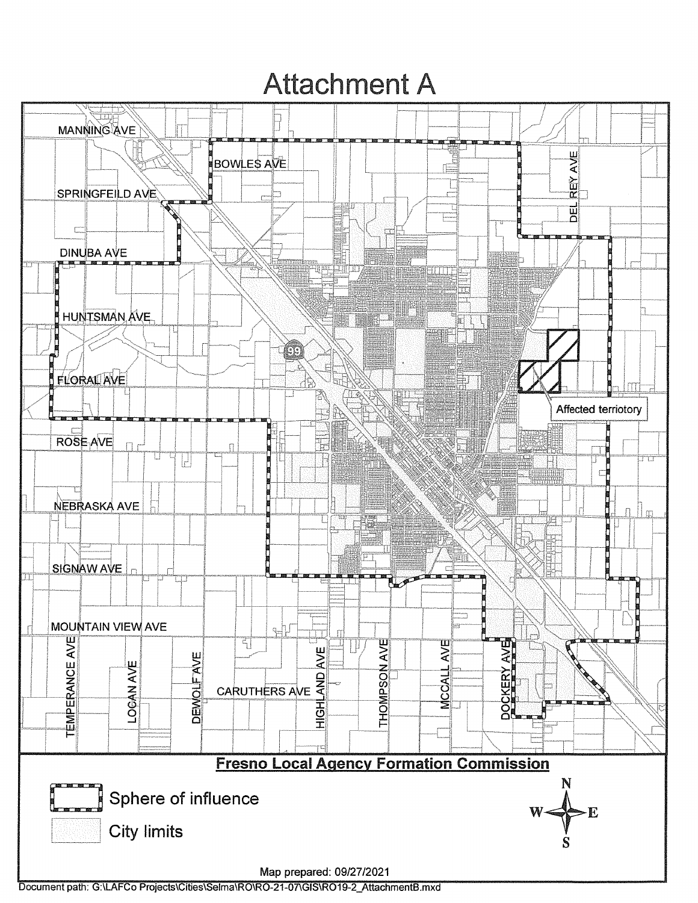# Attachment A

MANNING AVE

BOWLES AVE

SPRINGFEILD AVE

DINUBA AVE

HUNTSMAN AVE

FLORAL AVE

ROSE AVE

NEBRASKA AVE

SIGNAW AVE

MOUNTAIN VIEW AVE

CARUTHERS AVE

TEMPERANCE AVE

LOGAN AVE

DEWOLF AVE

HIGHLAND AVE

THOMPSON AVE

MCCALL AVE

DOCKERY AVE

DEL REY AVE

99

Affected terriotory

**Fresno Local Agency Formation Commission**

Sphere of influence

City limits

N

W E

S

Map prepared: 09/27/2021

Document path: G:\LAFCo Projects\Cities\Selma\RO\RO-21-07\GIS\RO19-2_AttachmentB.mxd